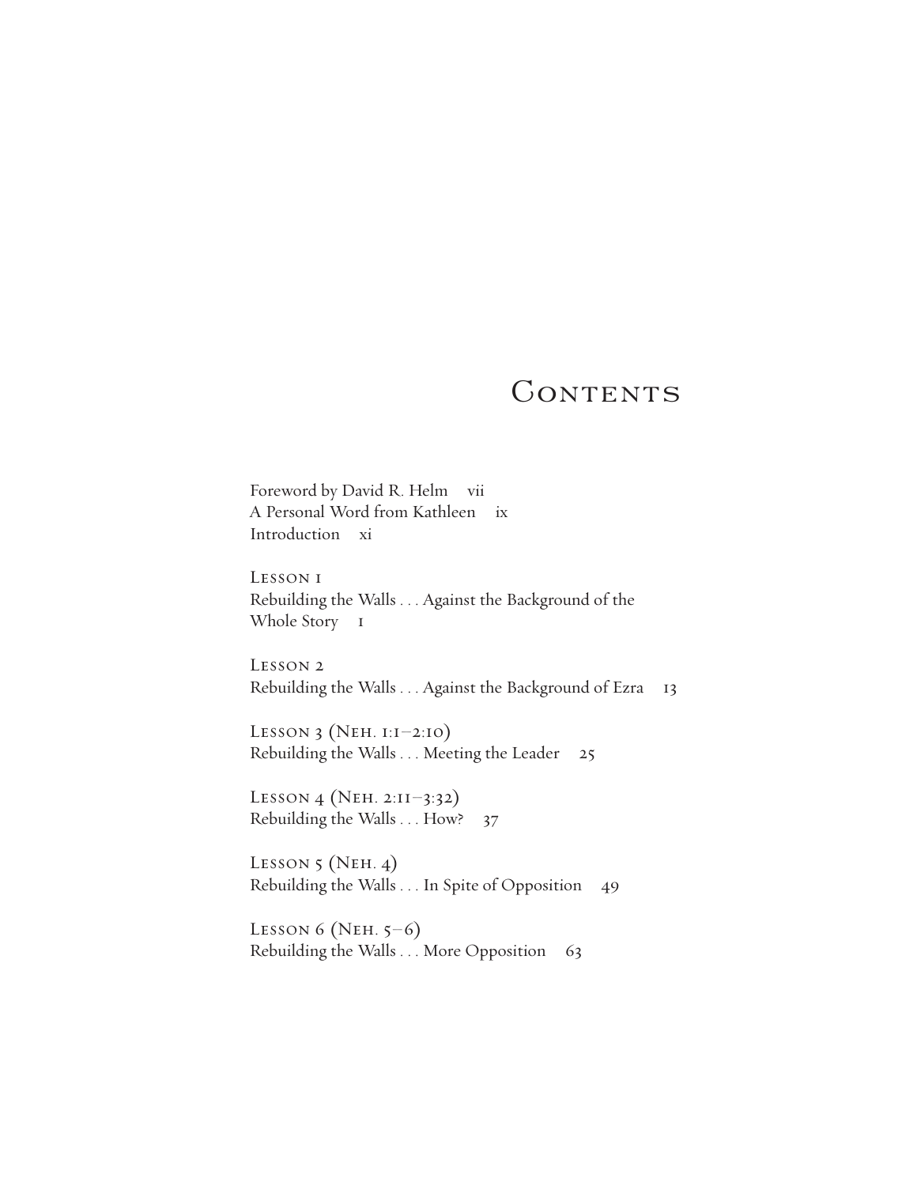# Contents

Foreword by David R. Helm vii
A Personal Word from Kathleen ix
Introduction xi

Lesson 1
Rebuilding the Walls . . . Against the Background of the Whole Story 1

Lesson 2
Rebuilding the Walls . . . Against the Background of Ezra 13

Lesson 3 (Neh. 1:1–2:10)
Rebuilding the Walls . . . Meeting the Leader 25

Lesson 4 (Neh. 2:11–3:32)
Rebuilding the Walls . . . How? 37

Lesson 5 (Neh. 4)
Rebuilding the Walls . . . In Spite of Opposition 49

Lesson 6 (Neh. 5–6)
Rebuilding the Walls . . . More Opposition 63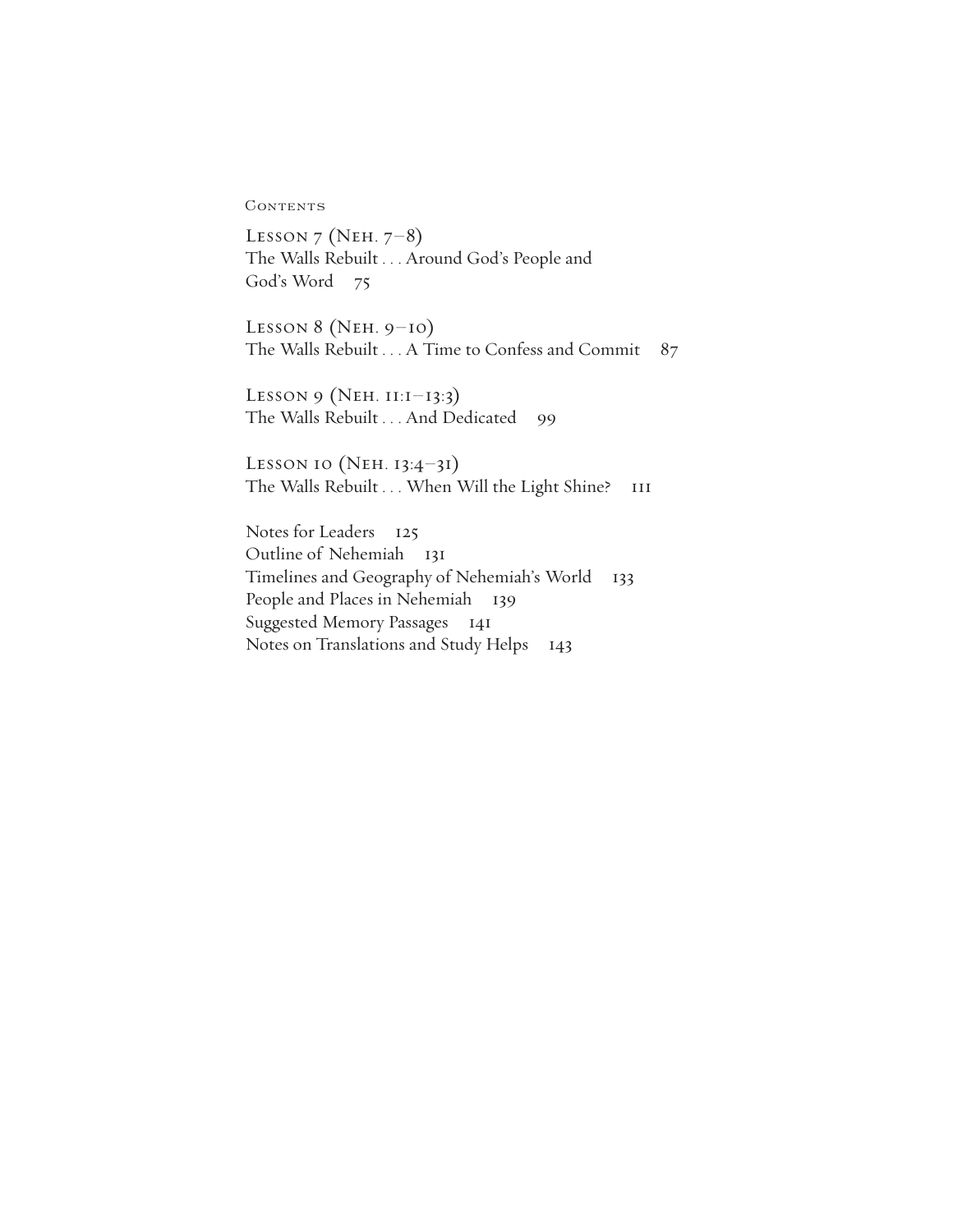Contents

Lesson 7 (Neh. 7–8)
The Walls Rebuilt . . . Around God's People and God's Word 75

Lesson 8 (Neh. 9–10)
The Walls Rebuilt . . . A Time to Confess and Commit 87

Lesson 9 (Neh. 11:1–13:3)
The Walls Rebuilt . . . And Dedicated 99

Lesson 10 (Neh. 13:4–31)
The Walls Rebuilt . . . When Will the Light Shine? 111

Notes for Leaders 125
Outline of Nehemiah 131
Timelines and Geography of Nehemiah's World 133
People and Places in Nehemiah 139
Suggested Memory Passages 141
Notes on Translations and Study Helps 143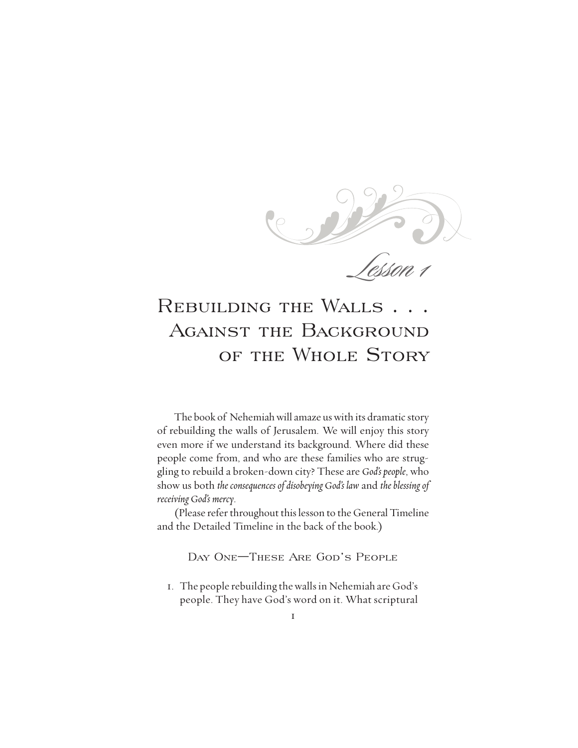*Lesson 1*

# Rebuilding the Walls . . . Against the Background of the Whole Story

The book of Nehemiah will amaze us with its dramatic story of rebuilding the walls of Jerusalem. We will enjoy this story even more if we understand its background. Where did these people come from, and who are these families who are struggling to rebuild a broken-down city? These are *God's people*, who show us both *the consequences of disobeying God's law* and *the blessing of receiving God's mercy*.

(Please refer throughout this lesson to the General Timeline and the Detailed Timeline in the back of the book.)

## Day One—These Are God's People

1. The people rebuilding the walls in Nehemiah are God's people. They have God's word on it. What scriptural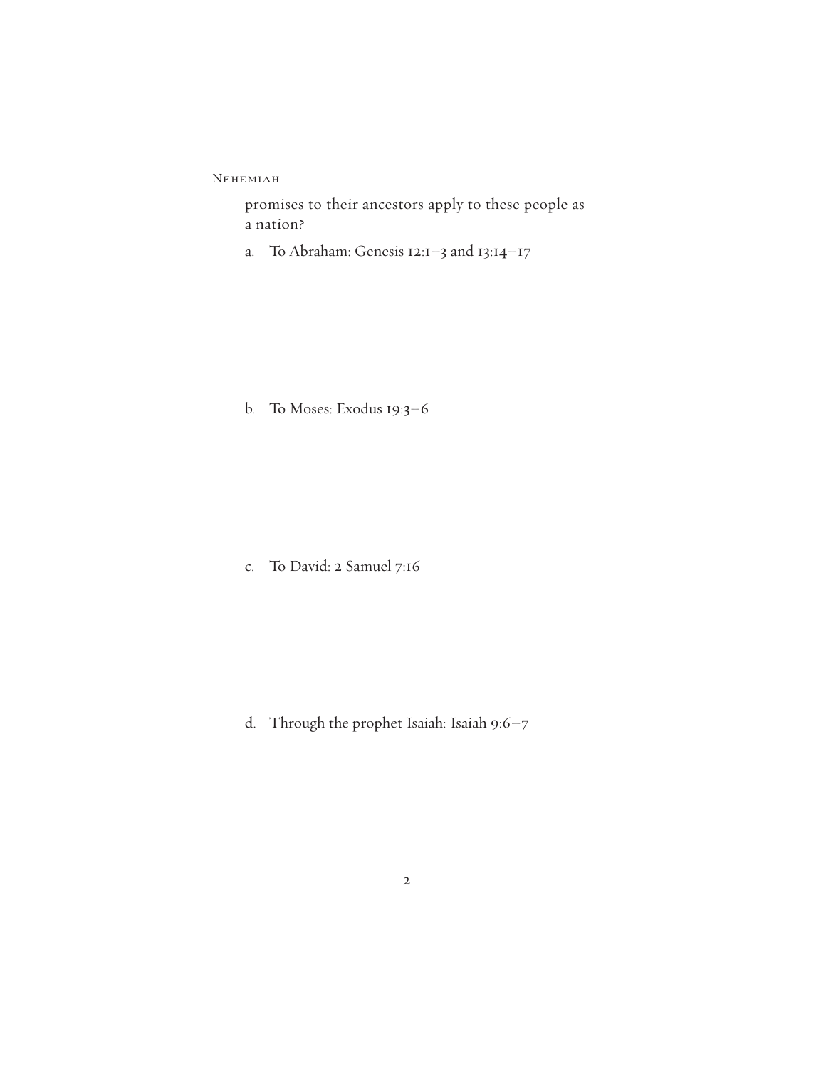promises to their ancestors apply to these people as a nation?

a. To Abraham: Genesis 12:1–3 and 13:14–17

b. To Moses: Exodus 19:3–6

c. To David: 2 Samuel 7:16

d. Through the prophet Isaiah: Isaiah 9:6–7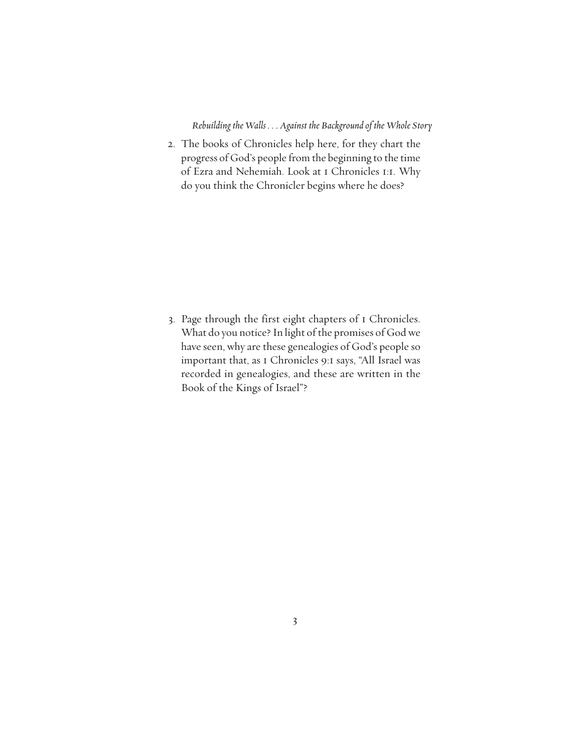2. The books of Chronicles help here, for they chart the progress of God's people from the beginning to the time of Ezra and Nehemiah. Look at 1 Chronicles 1:1. Why do you think the Chronicler begins where he does?

3. Page through the first eight chapters of 1 Chronicles. What do you notice? In light of the promises of God we have seen, why are these genealogies of God's people so important that, as 1 Chronicles 9:1 says, "All Israel was recorded in genealogies, and these are written in the Book of the Kings of Israel"?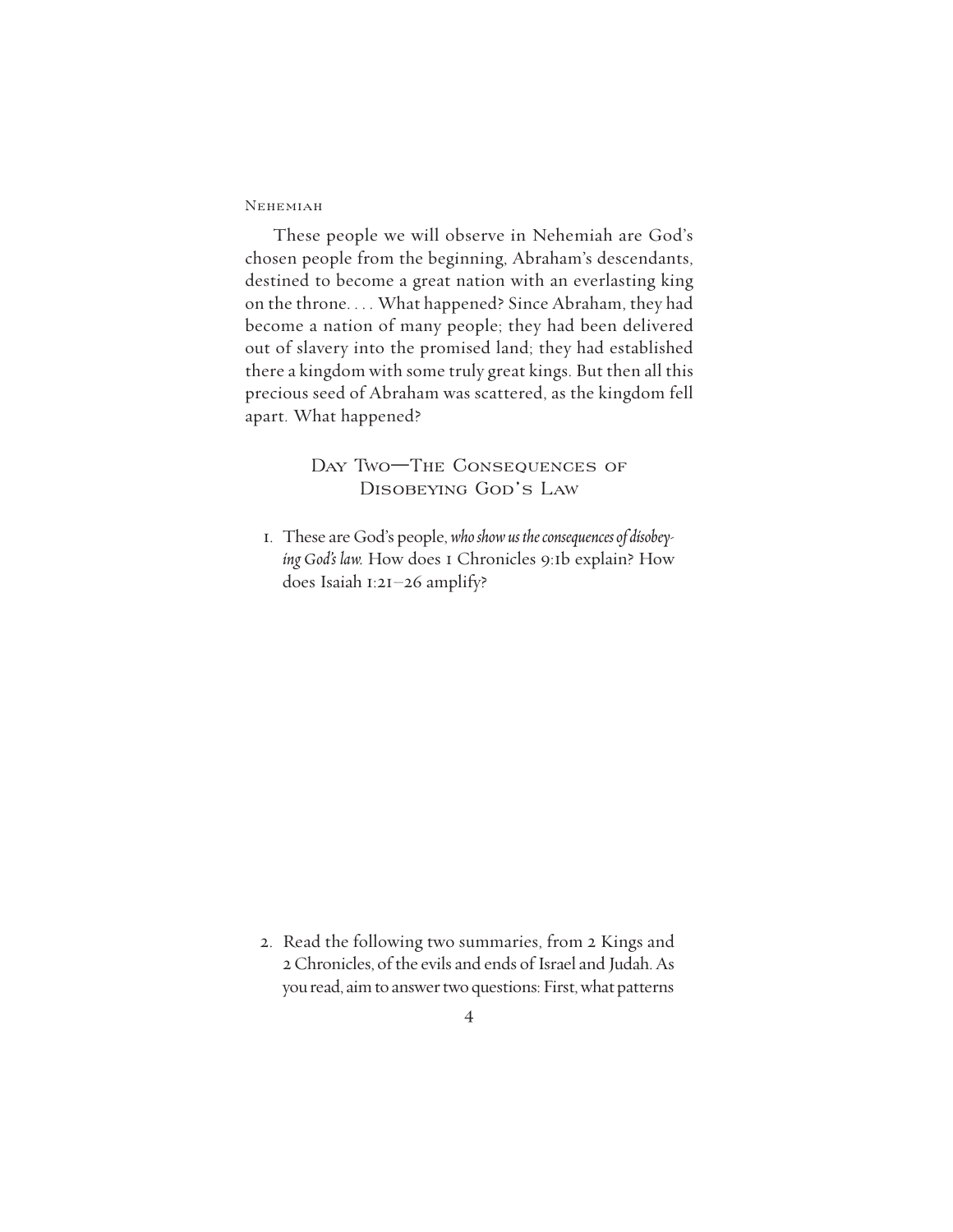These people we will observe in Nehemiah are God's chosen people from the beginning, Abraham's descendants, destined to become a great nation with an everlasting king on the throne. . . . What happened? Since Abraham, they had become a nation of many people; they had been delivered out of slavery into the promised land; they had established there a kingdom with some truly great kings. But then all this precious seed of Abraham was scattered, as the kingdom fell apart. What happened?

## Day Two—The Consequences of Disobeying God's Law

1. These are God's people, *who show us the consequences of disobeying God's law.* How does 1 Chronicles 9:1b explain? How does Isaiah 1:21–26 amplify?

2. Read the following two summaries, from 2 Kings and 2 Chronicles, of the evils and ends of Israel and Judah. As you read, aim to answer two questions: First, what patterns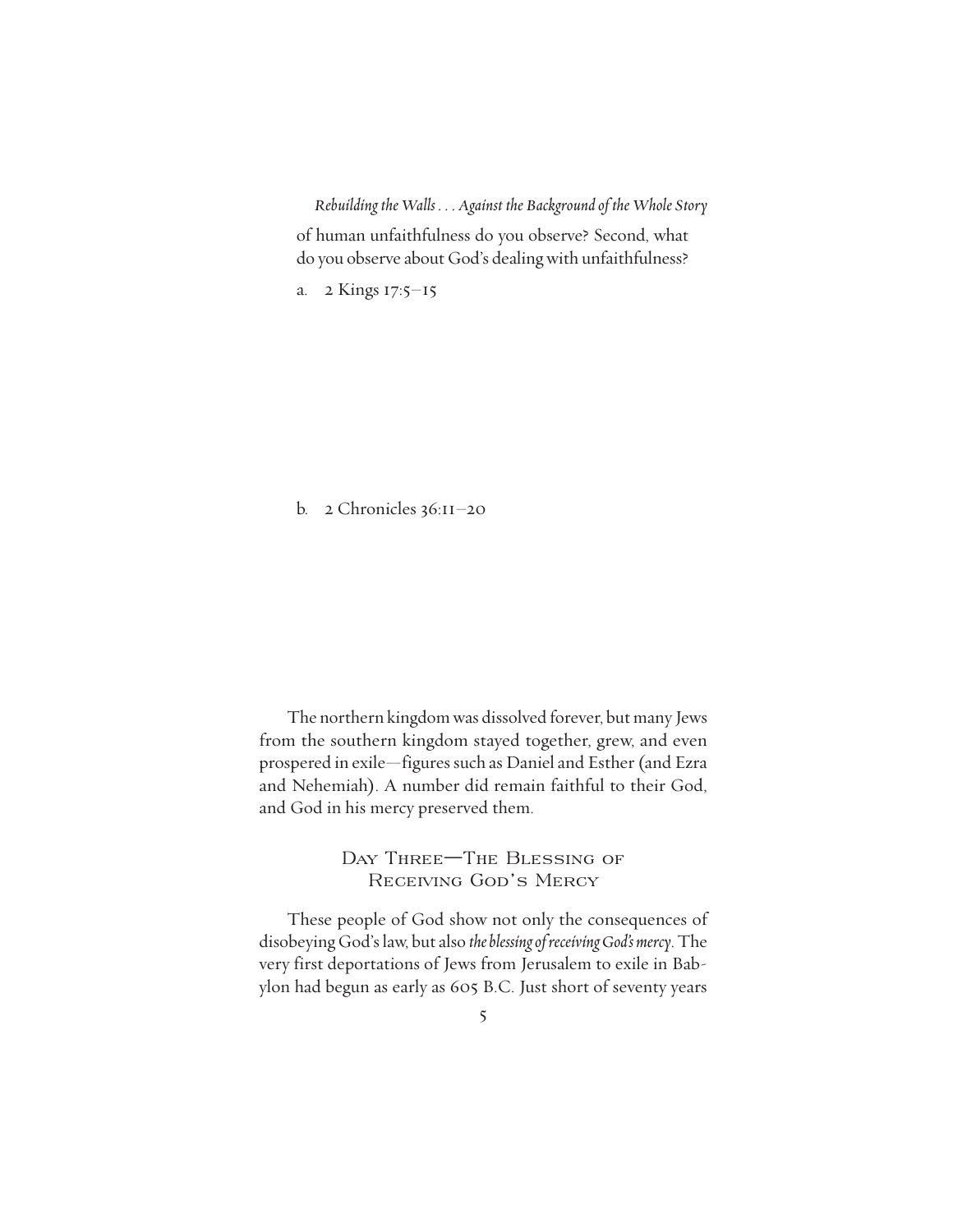of human unfaithfulness do you observe? Second, what do you observe about God's dealing with unfaithfulness?

a. 2 Kings 17:5–15

b. 2 Chronicles 36:11–20

The northern kingdom was dissolved forever, but many Jews from the southern kingdom stayed together, grew, and even prospered in exile—figures such as Daniel and Esther (and Ezra and Nehemiah). A number did remain faithful to their God, and God in his mercy preserved them.

## Day Three—The Blessing of Receiving God's Mercy

These people of God show not only the consequences of disobeying God's law, but also *the blessing of receiving God's mercy*. The very first deportations of Jews from Jerusalem to exile in Babylon had begun as early as 605 B.C. Just short of seventy years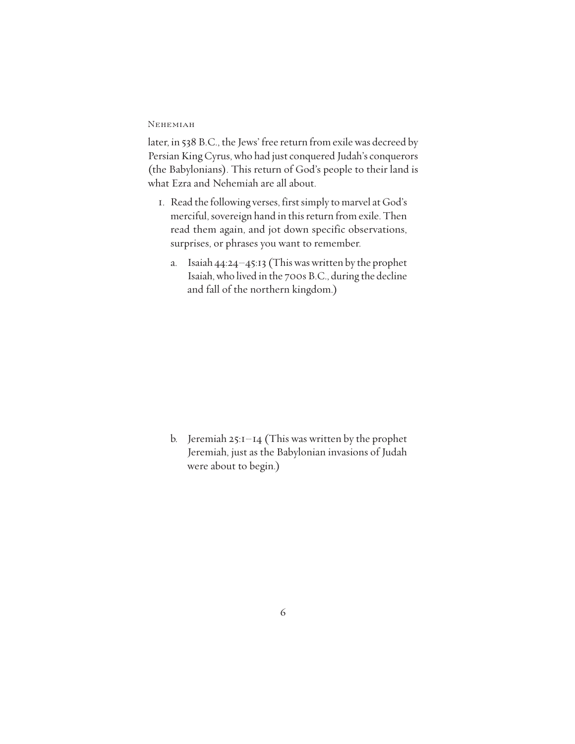later, in 538 B.C., the Jews' free return from exile was decreed by Persian King Cyrus, who had just conquered Judah's conquerors (the Babylonians). This return of God's people to their land is what Ezra and Nehemiah are all about.

1. Read the following verses, first simply to marvel at God's merciful, sovereign hand in this return from exile. Then read them again, and jot down specific observations, surprises, or phrases you want to remember.

   a. Isaiah 44:24–45:13 (This was written by the prophet Isaiah, who lived in the 700s B.C., during the decline and fall of the northern kingdom.)

   b. Jeremiah 25:1–14 (This was written by the prophet Jeremiah, just as the Babylonian invasions of Judah were about to begin.)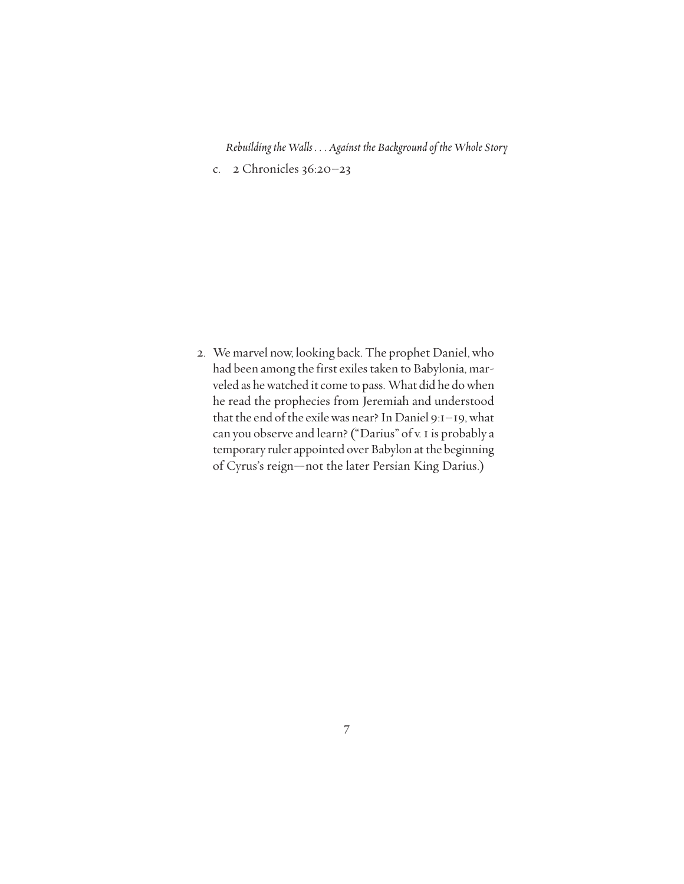c. 2 Chronicles 36:20–23

2. We marvel now, looking back. The prophet Daniel, who had been among the first exiles taken to Babylonia, marveled as he watched it come to pass. What did he do when he read the prophecies from Jeremiah and understood that the end of the exile was near? In Daniel 9:1–19, what can you observe and learn? ("Darius" of v. 1 is probably a temporary ruler appointed over Babylon at the beginning of Cyrus's reign—not the later Persian King Darius.)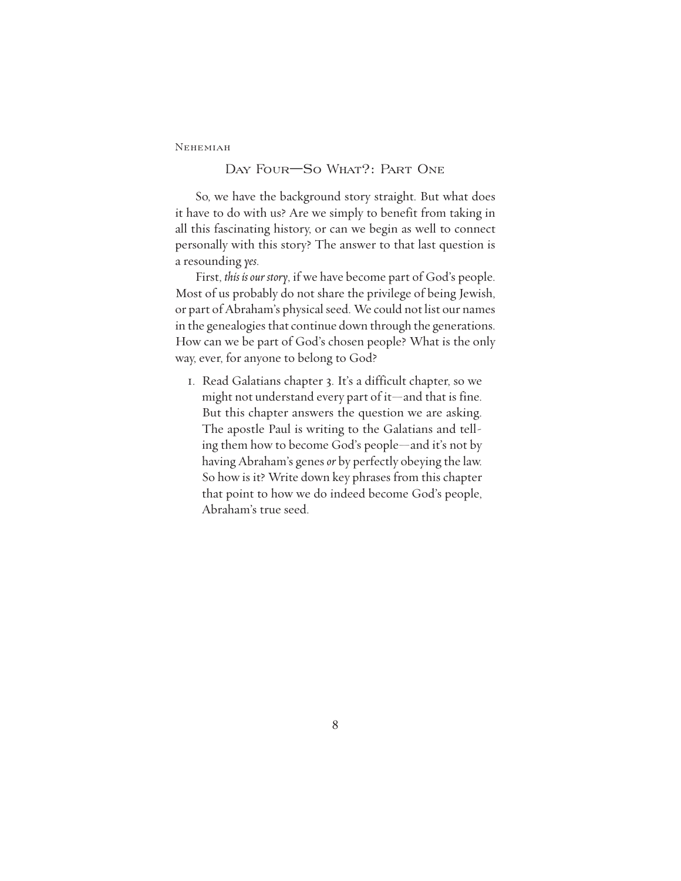## Day Four—So What?: Part One

So, we have the background story straight. But what does it have to do with us? Are we simply to benefit from taking in all this fascinating history, or can we begin as well to connect personally with this story? The answer to that last question is a resounding *yes*.

First, *this is our story*, if we have become part of God's people. Most of us probably do not share the privilege of being Jewish, or part of Abraham's physical seed. We could not list our names in the genealogies that continue down through the generations. How can we be part of God's chosen people? What is the only way, ever, for anyone to belong to God?

1. Read Galatians chapter 3. It's a difficult chapter, so we might not understand every part of it—and that is fine. But this chapter answers the question we are asking. The apostle Paul is writing to the Galatians and telling them how to become God's people—and it's not by having Abraham's genes *or* by perfectly obeying the law. So how is it? Write down key phrases from this chapter that point to how we do indeed become God's people, Abraham's true seed.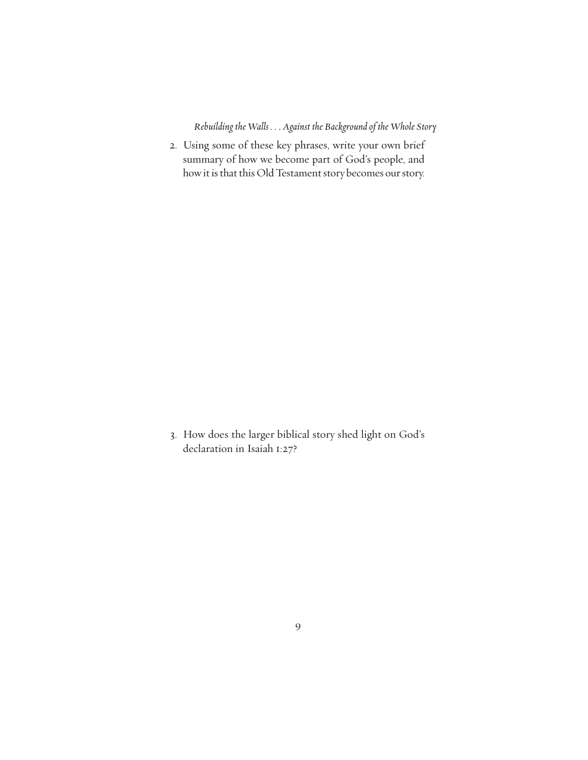2. Using some of these key phrases, write your own brief summary of how we become part of God's people, and how it is that this Old Testament story becomes our story.

3. How does the larger biblical story shed light on God's declaration in Isaiah 1:27?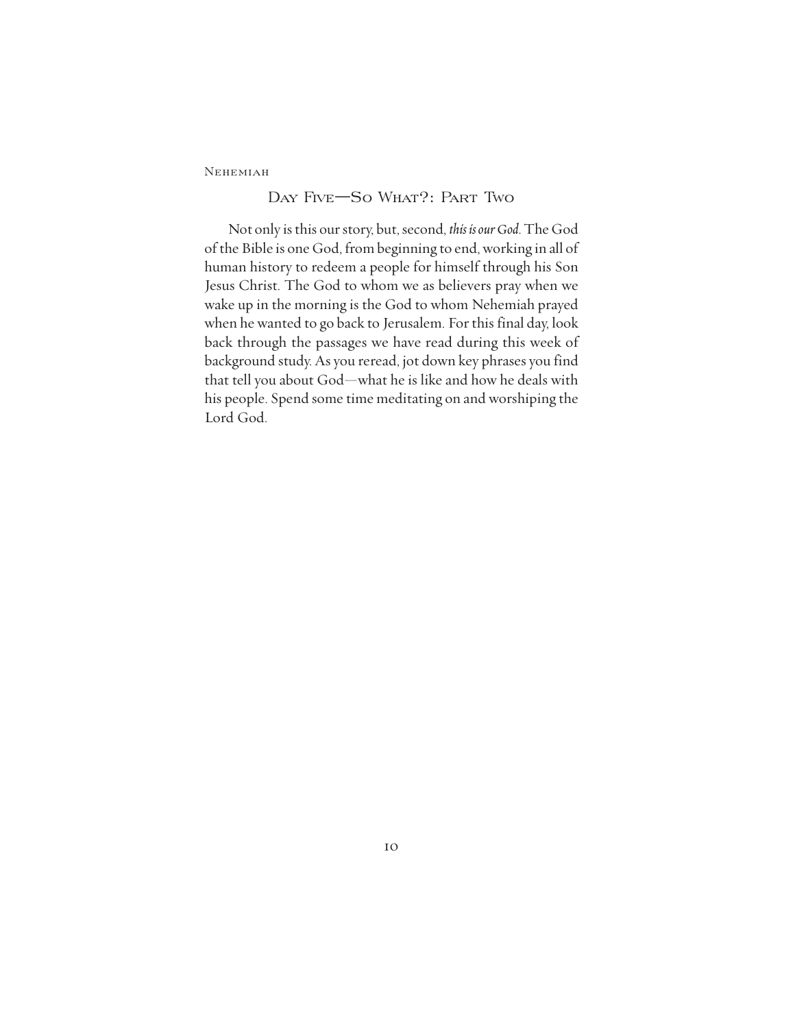## Day Five—So What?: Part Two

Not only is this our story, but, second, *this is our God*. The God of the Bible is one God, from beginning to end, working in all of human history to redeem a people for himself through his Son Jesus Christ. The God to whom we as believers pray when we wake up in the morning is the God to whom Nehemiah prayed when he wanted to go back to Jerusalem. For this final day, look back through the passages we have read during this week of background study. As you reread, jot down key phrases you find that tell you about God—what he is like and how he deals with his people. Spend some time meditating on and worshiping the Lord God.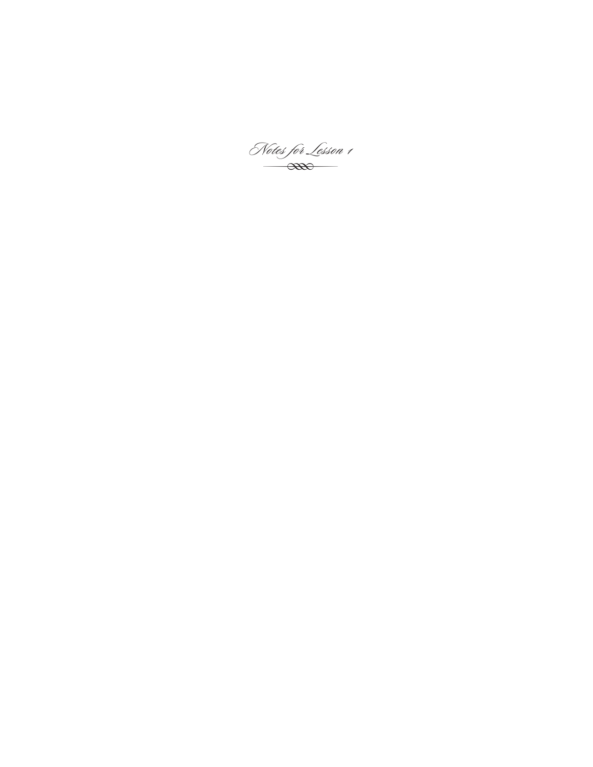# *Notes for Lesson 1*